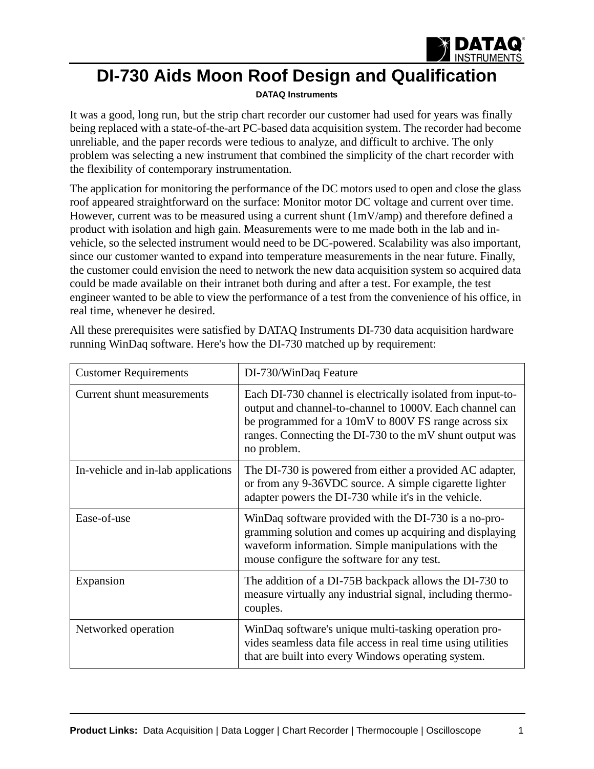# DI-730 Aids Moon Roof Design and Qualification

**DATAQ Instruments**

It was a good, long run, but the strip chart recorder our customer had used for years was finally being replaced with a state-of-the-art PC-based data acquisition system. The recorder had become unreliable, and the paper records were tedious to analyze, and difficult to archive. The only problem was selecting a new instrument that combined the simplicity of the chart recorder with the flexibility of contemporary instrumentation.

The application for monitoring the performance of the DC motors used to open and close the glass roof appeared straightforward on the surface: Monitor motor DC voltage and current over time. However, current was to be measured using a current shunt (1mV/amp) and therefore defined a product with isolation and high gain. Measurements were to me made both in the lab and in-vehicle, so the selected instrument would need to be DC-powered. Scalability was also important, since our customer wanted to expand into temperature measurements in the near future. Finally, the customer could envision the need to network the new data acquisition system so acquired data could be made available on their intranet both during and after a test. For example, the test engineer wanted to be able to view the performance of a test from the convenience of his office, in real time, whenever he desired.

All these prerequisites were satisfied by DATAQ Instruments DI-730 data acquisition hardware running WinDaq software. Here's how the DI-730 matched up by requirement:

| Customer Requirements | DI-730/WinDaq Feature |
|---|---|
| Current shunt measurements | Each DI-730 channel is electrically isolated from input-to-output and channel-to-channel to 1000V. Each channel can be programmed for a 10mV to 800V FS range across six ranges. Connecting the DI-730 to the mV shunt output was no problem. |
| In-vehicle and in-lab applications | The DI-730 is powered from either a provided AC adapter, or from any 9-36VDC source. A simple cigarette lighter adapter powers the DI-730 while it's in the vehicle. |
| Ease-of-use | WinDaq software provided with the DI-730 is a no-programming solution and comes up acquiring and displaying waveform information. Simple manipulations with the mouse configure the software for any test. |
| Expansion | The addition of a DI-75B backpack allows the DI-730 to measure virtually any industrial signal, including thermocouples. |
| Networked operation | WinDaq software's unique multi-tasking operation provides seamless data file access in real time using utilities that are built into every Windows operating system. |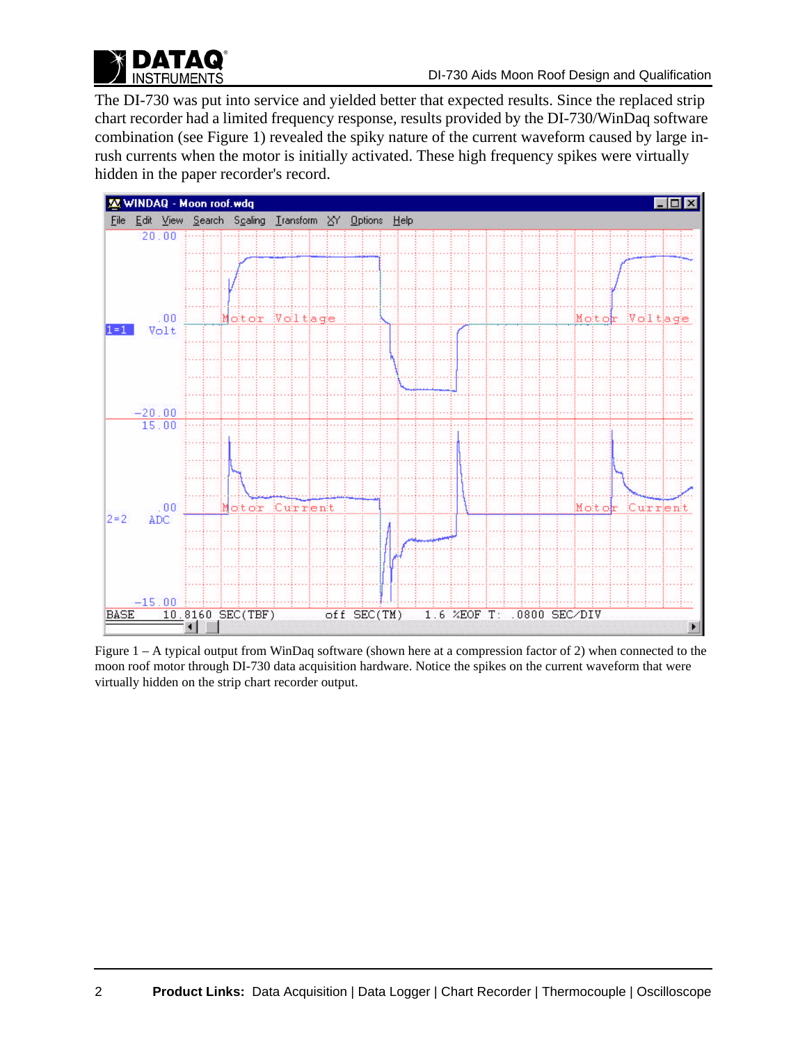The DI-730 was put into service and yielded better that expected results. Since the replaced strip chart recorder had a limited frequency response, results provided by the DI-730/WinDaq software combination (see Figure 1) revealed the spiky nature of the current waveform caused by large in-rush currents when the motor is initially activated. These high frequency spikes were virtually hidden in the paper recorder's record.

WINDAQ - Moon roof.wdq

File Edit View Search Scaling Transform XY Options Help

20.00

.00

1=1 Volt

Motor Voltage

Motor Voltage

-20.00

15.00

.00

2=2 ADC

Motor Current

Motor Current

-15.00

BASE 10.8160 SEC(TBF) off SEC(TM) 1.6 %EOF T: .0800 SEC/DIV

Figure 1 – A typical output from WinDaq software (shown here at a compression factor of 2) when connected to the moon roof motor through DI-730 data acquisition hardware. Notice the spikes on the current waveform that were virtually hidden on the strip chart recorder output.

**Product Links:** Data Acquisition | Data Logger | Chart Recorder | Thermocouple | Oscilloscope